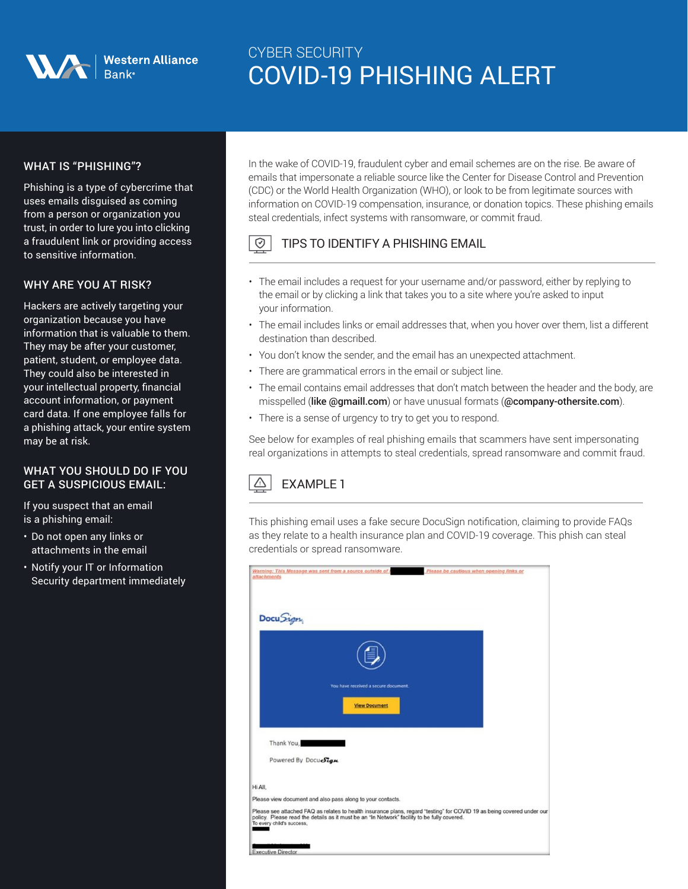Western Alliance Bank

# CYBER SECURITY
# COVID-19 PHISHING ALERT

## WHAT IS "PHISHING"?

Phishing is a type of cybercrime that uses emails disguised as coming from a person or organization you trust, in order to lure you into clicking a fraudulent link or providing access to sensitive information.

## WHY ARE YOU AT RISK?

Hackers are actively targeting your organization because you have information that is valuable to them. They may be after your customer, patient, student, or employee data. They could also be interested in your intellectual property, financial account information, or payment card data. If one employee falls for a phishing attack, your entire system may be at risk.

## WHAT YOU SHOULD DO IF YOU GET A SUSPICIOUS EMAIL:

If you suspect that an email is a phishing email:

- Do not open any links or attachments in the email
- Notify your IT or Information Security department immediately

In the wake of COVID-19, fraudulent cyber and email schemes are on the rise. Be aware of emails that impersonate a reliable source like the Center for Disease Control and Prevention (CDC) or the World Health Organization (WHO), or look to be from legitimate sources with information on COVID-19 compensation, insurance, or donation topics. These phishing emails steal credentials, infect systems with ransomware, or commit fraud.

## TIPS TO IDENTIFY A PHISHING EMAIL

- The email includes a request for your username and/or password, either by replying to the email or by clicking a link that takes you to a site where you're asked to input your information.
- The email includes links or email addresses that, when you hover over them, list a different destination than described.
- You don't know the sender, and the email has an unexpected attachment.
- There are grammatical errors in the email or subject line.
- The email contains email addresses that don't match between the header and the body, are misspelled (**like @gmaill.com**) or have unusual formats (**@company-othersite.com**).
- There is a sense of urgency to try to get you to respond.

See below for examples of real phishing emails that scammers have sent impersonating real organizations in attempts to steal credentials, spread ransomware and commit fraud.

## EXAMPLE 1

This phishing email uses a fake secure DocuSign notification, claiming to provide FAQs as they relate to a health insurance plan and COVID-19 coverage. This phish can steal credentials or spread ransomware.

> *Warning: This Message was sent from a source outside of* ████ *Please be cautious when opening links or attachments*
>
> DocuSign
>
> You have received a secure document.
>
> **View Document**
>
> Thank You, ████
>
> Powered By DocuSign
>
> Hi All,
>
> Please view document and also pass along to your contacts.
>
> Please see attached FAQ as relates to health insurance plans, regard "testing" for COVID 19 as being covered under our policy. Please read the details as it must be an "In Network" facility to be fully covered.
> To every child's success,
> ████
>
> ████
> Executive Director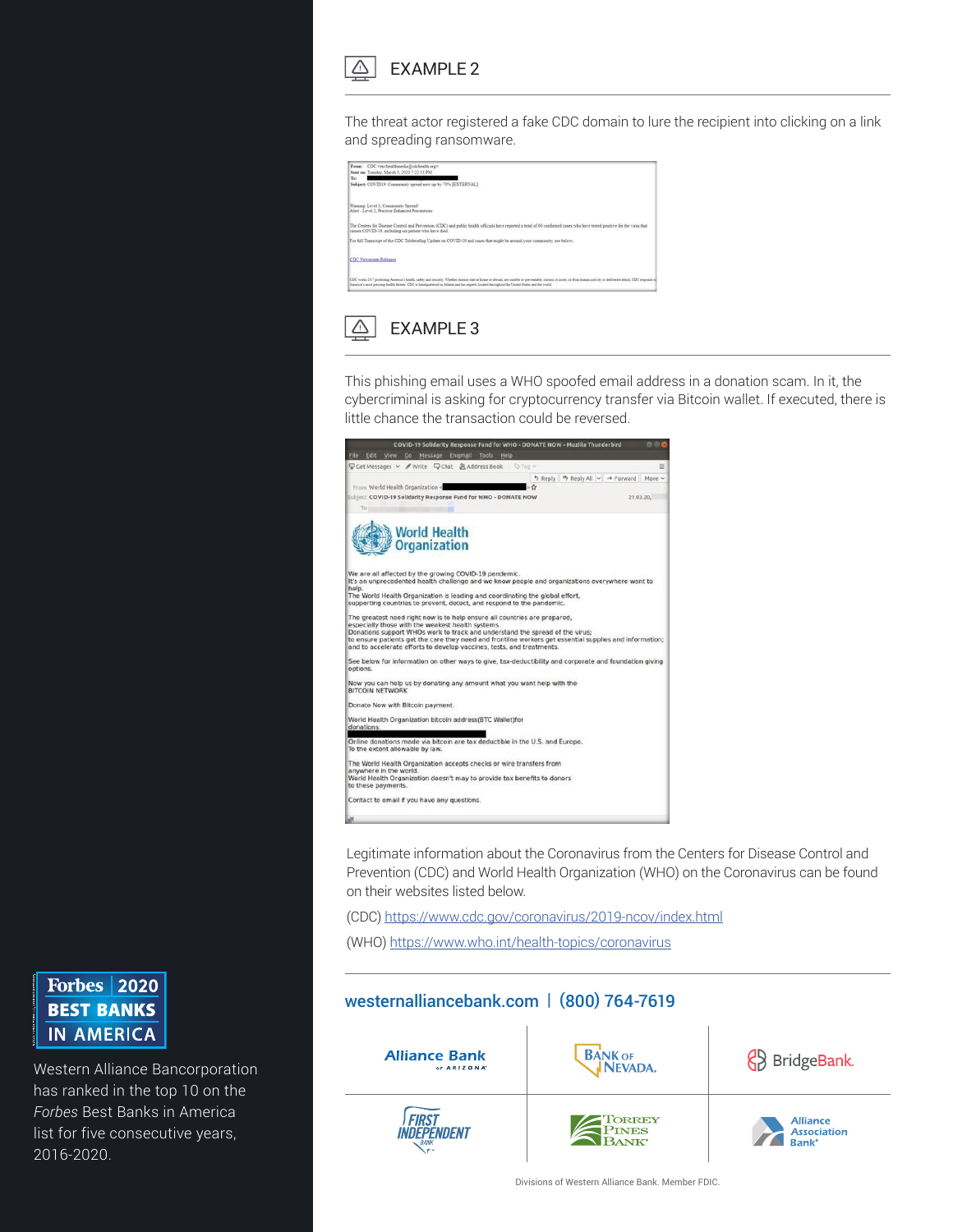## EXAMPLE 2

The threat actor registered a fake CDC domain to lure the recipient into clicking on a link and spreading ransomware.

## EXAMPLE 3

This phishing email uses a WHO spoofed email address in a donation scam. In it, the cybercriminal is asking for cryptocurrency transfer via Bitcoin wallet. If executed, there is little chance the transaction could be reversed.

Legitimate information about the Coronavirus from the Centers for Disease Control and Prevention (CDC) and World Health Organization (WHO) on the Coronavirus can be found on their websites listed below.

(CDC) https://www.cdc.gov/coronavirus/2019-ncov/index.html

(WHO) https://www.who.int/health-topics/coronavirus

**Forbes 2020 BEST BANKS IN AMERICA**

Western Alliance Bancorporation has ranked in the top 10 on the *Forbes* Best Banks in America list for five consecutive years, 2016-2020.

westernalliancebank.com | (800) 764-7619

Alliance Bank of Arizona | Bank of Nevada | BridgeBank | First Independent Bank | Torrey Pines Bank | Alliance Association Bank

Divisions of Western Alliance Bank. Member FDIC.